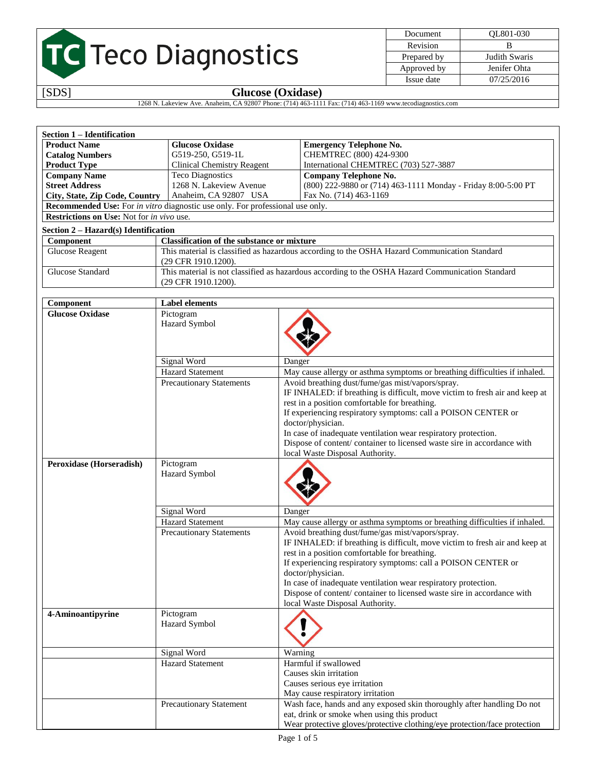# Teco Diagnostics

| Document | QL801-030 |
|---|---|
| Revision | B |
| Prepared by | Judith Swaris |
| Approved by | Jenifer Ohta |
| Issue date | 07/25/2016 |

[SDS] **Glucose (Oxidase)**

1268 N. Lakeview Ave. Anaheim, CA 92807 Phone: (714) 463-1111 Fax: (714) 463-1169 www.tecodiagnostics.com

## Section 1 – Identification

| **Product Name** | **Glucose Oxidase** | **Emergency Telephone No.** |
|---|---|---|
| **Catalog Numbers** | G519-250, G519-1L | CHEMTREC (800) 424-9300 |
| **Product Type** | Clinical Chemistry Reagent | International CHEMTREC (703) 527-3887 |
| **Company Name** | Teco Diagnostics | **Company Telephone No.** |
| **Street Address** | 1268 N. Lakeview Avenue | (800) 222-9880 or (714) 463-1111 Monday - Friday 8:00-5:00 PT |
| **City, State, Zip Code, Country** | Anaheim, CA 92807 USA | Fax No. (714) 463-1169 |

**Recommended Use:** For *in vitro* diagnostic use only. For professional use only.

**Restrictions on Use:** Not for *in vivo* use.

## Section 2 – Hazard(s) Identification

| Component | Classification of the substance or mixture |
|---|---|
| Glucose Reagent | This material is classified as hazardous according to the OSHA Hazard Communication Standard (29 CFR 1910.1200). |
| Glucose Standard | This material is not classified as hazardous according to the OSHA Hazard Communication Standard (29 CFR 1910.1200). |

| Component | Label elements | |
|---|---|---|
| **Glucose Oxidase** | Pictogram Hazard Symbol | |
| | Signal Word | Danger |
| | Hazard Statement | May cause allergy or asthma symptoms or breathing difficulties if inhaled. |
| | Precautionary Statements | Avoid breathing dust/fume/gas mist/vapors/spray.<br>IF INHALED: if breathing is difficult, move victim to fresh air and keep at rest in a position comfortable for breathing.<br>If experiencing respiratory symptoms: call a POISON CENTER or doctor/physician.<br>In case of inadequate ventilation wear respiratory protection.<br>Dispose of content/ container to licensed waste sire in accordance with local Waste Disposal Authority. |
| **Peroxidase (Horseradish)** | Pictogram Hazard Symbol | |
| | Signal Word | Danger |
| | Hazard Statement | May cause allergy or asthma symptoms or breathing difficulties if inhaled. |
| | Precautionary Statements | Avoid breathing dust/fume/gas mist/vapors/spray.<br>IF INHALED: if breathing is difficult, move victim to fresh air and keep at rest in a position comfortable for breathing.<br>If experiencing respiratory symptoms: call a POISON CENTER or doctor/physician.<br>In case of inadequate ventilation wear respiratory protection.<br>Dispose of content/ container to licensed waste sire in accordance with local Waste Disposal Authority. |
| **4-Aminoantipyrine** | Pictogram Hazard Symbol | |
| | Signal Word | Warning |
| | Hazard Statement | Harmful if swallowed<br>Causes skin irritation<br>Causes serious eye irritation<br>May cause respiratory irritation |
| | Precautionary Statement | Wash face, hands and any exposed skin thoroughly after handling Do not eat, drink or smoke when using this product<br>Wear protective gloves/protective clothing/eye protection/face protection |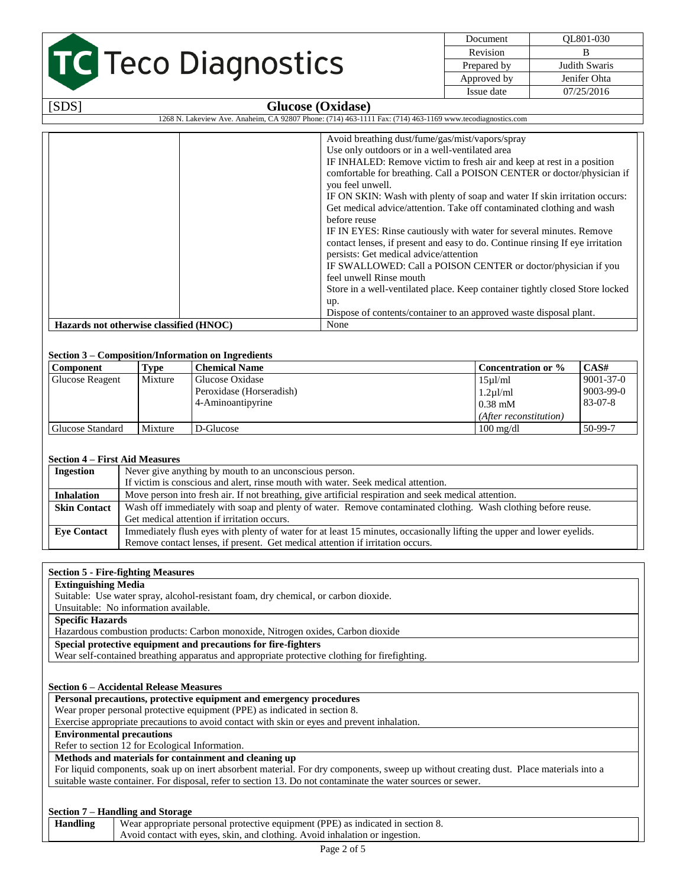| | | |
|---|---|---|
| | | Avoid breathing dust/fume/gas/mist/vapors/spray<br>Use only outdoors or in a well-ventilated area<br>IF INHALED: Remove victim to fresh air and keep at rest in a position comfortable for breathing. Call a POISON CENTER or doctor/physician if you feel unwell.<br>IF ON SKIN: Wash with plenty of soap and water If skin irritation occurs: Get medical advice/attention. Take off contaminated clothing and wash before reuse<br>IF IN EYES: Rinse cautiously with water for several minutes. Remove contact lenses, if present and easy to do. Continue rinsing If eye irritation persists: Get medical advice/attention<br>IF SWALLOWED: Call a POISON CENTER or doctor/physician if you feel unwell Rinse mouth<br>Store in a well-ventilated place. Keep container tightly closed Store locked up.<br>Dispose of contents/container to an approved waste disposal plant. |
| **Hazards not otherwise classified (HNOC)** | | None |

**Section 3 – Composition/Information on Ingredients**

| Component | Type | Chemical Name | Concentration or % | CAS# |
|---|---|---|---|---|
| Glucose Reagent | Mixture | Glucose Oxidase<br>Peroxidase (Horseradish)<br>4-Aminoantipyrine | 15µl/ml<br>1.2µl/ml<br>0.38 mM<br>*(After reconstitution)* | 9001-37-0<br>9003-99-0<br>83-07-8 |
| Glucose Standard | Mixture | D-Glucose | 100 mg/dl | 50-99-7 |

**Section 4 – First Aid Measures**

| | |
|---|---|
| **Ingestion** | Never give anything by mouth to an unconscious person.<br>If victim is conscious and alert, rinse mouth with water. Seek medical attention. |
| **Inhalation** | Move person into fresh air. If not breathing, give artificial respiration and seek medical attention. |
| **Skin Contact** | Wash off immediately with soap and plenty of water. Remove contaminated clothing. Wash clothing before reuse.<br>Get medical attention if irritation occurs. |
| **Eye Contact** | Immediately flush eyes with plenty of water for at least 15 minutes, occasionally lifting the upper and lower eyelids.<br>Remove contact lenses, if present. Get medical attention if irritation occurs. |

**Section 5 - Fire-fighting Measures**

**Extinguishing Media**

Suitable: Use water spray, alcohol-resistant foam, dry chemical, or carbon dioxide.

Unsuitable: No information available.

**Specific Hazards**

Hazardous combustion products: Carbon monoxide, Nitrogen oxides, Carbon dioxide

**Special protective equipment and precautions for fire-fighters**

Wear self-contained breathing apparatus and appropriate protective clothing for firefighting.

**Section 6 – Accidental Release Measures**

**Personal precautions, protective equipment and emergency procedures**

Wear proper personal protective equipment (PPE) as indicated in section 8.

Exercise appropriate precautions to avoid contact with skin or eyes and prevent inhalation.

**Environmental precautions**

Refer to section 12 for Ecological Information.

**Methods and materials for containment and cleaning up**

For liquid components, soak up on inert absorbent material. For dry components, sweep up without creating dust. Place materials into a suitable waste container. For disposal, refer to section 13. Do not contaminate the water sources or sewer.

**Section 7 – Handling and Storage**

| | |
|---|---|
| **Handling** | Wear appropriate personal protective equipment (PPE) as indicated in section 8.<br>Avoid contact with eyes, skin, and clothing. Avoid inhalation or ingestion. |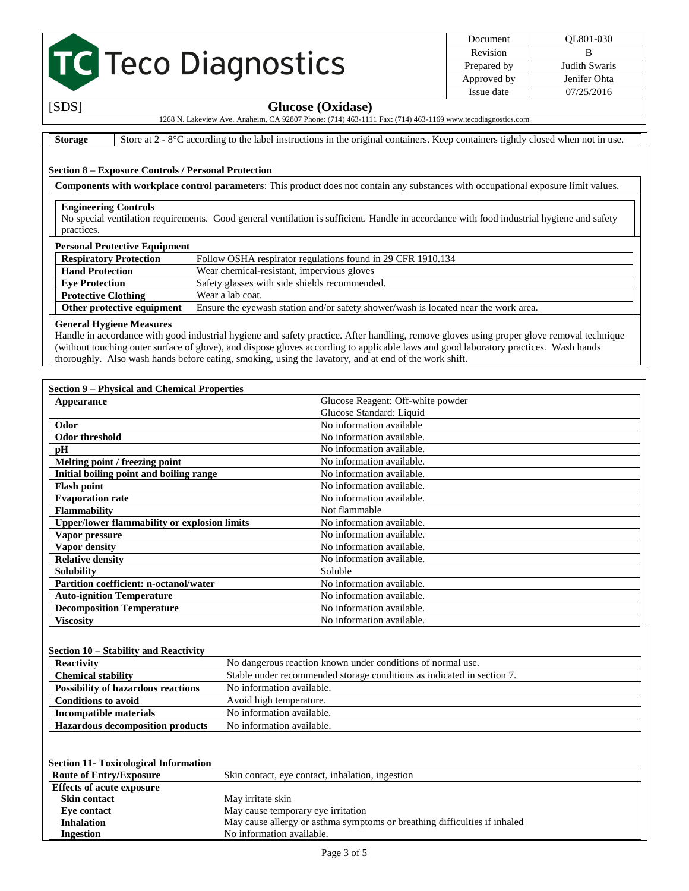| Storage | Store at 2 - 8°C according to the label instructions in the original containers. Keep containers tightly closed when not in use. |
|---|---|

### Section 8 – Exposure Controls / Personal Protection

**Components with workplace control parameters**: This product does not contain any substances with occupational exposure limit values.

**Engineering Controls**
No special ventilation requirements. Good general ventilation is sufficient. Handle in accordance with food industrial hygiene and safety practices.

**Personal Protective Equipment**

| | |
|---|---|
| **Respiratory Protection** | Follow OSHA respirator regulations found in 29 CFR 1910.134 |
| **Hand Protection** | Wear chemical-resistant, impervious gloves |
| **Eye Protection** | Safety glasses with side shields recommended. |
| **Protective Clothing** | Wear a lab coat. |
| **Other protective equipment** | Ensure the eyewash station and/or safety shower/wash is located near the work area. |

**General Hygiene Measures**
Handle in accordance with good industrial hygiene and safety practice. After handling, remove gloves using proper glove removal technique (without touching outer surface of glove), and dispose gloves according to applicable laws and good laboratory practices. Wash hands thoroughly. Also wash hands before eating, smoking, using the lavatory, and at end of the work shift.

### Section 9 – Physical and Chemical Properties

| | |
|---|---|
| **Appearance** | Glucose Reagent: Off-white powder<br>Glucose Standard: Liquid |
| **Odor** | No information available |
| **Odor threshold** | No information available. |
| **pH** | No information available. |
| **Melting point / freezing point** | No information available. |
| **Initial boiling point and boiling range** | No information available. |
| **Flash point** | No information available. |
| **Evaporation rate** | No information available. |
| **Flammability** | Not flammable |
| **Upper/lower flammability or explosion limits** | No information available. |
| **Vapor pressure** | No information available. |
| **Vapor density** | No information available. |
| **Relative density** | No information available. |
| **Solubility** | Soluble |
| **Partition coefficient: n-octanol/water** | No information available. |
| **Auto-ignition Temperature** | No information available. |
| **Decomposition Temperature** | No information available. |
| **Viscosity** | No information available. |

### Section 10 – Stability and Reactivity

| | |
|---|---|
| **Reactivity** | No dangerous reaction known under conditions of normal use. |
| **Chemical stability** | Stable under recommended storage conditions as indicated in section 7. |
| **Possibility of hazardous reactions** | No information available. |
| **Conditions to avoid** | Avoid high temperature. |
| **Incompatible materials** | No information available. |
| **Hazardous decomposition products** | No information available. |

### Section 11- Toxicological Information

| | |
|---|---|
| **Route of Entry/Exposure** | Skin contact, eye contact, inhalation, ingestion |
| **Effects of acute exposure** | |
| **Skin contact** | May irritate skin |
| **Eye contact** | May cause temporary eye irritation |
| **Inhalation** | May cause allergy or asthma symptoms or breathing difficulties if inhaled |
| **Ingestion** | No information available. |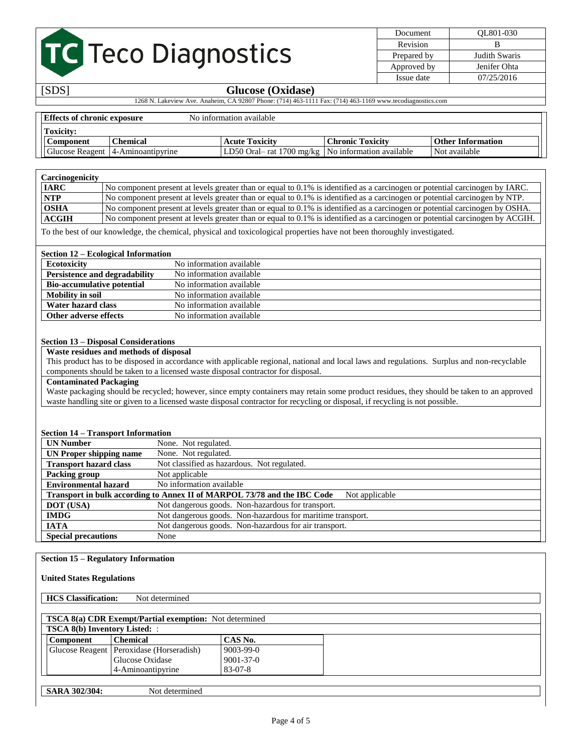**Effects of chronic exposure** No information available

**Toxicity:**

| Component | Chemical | Acute Toxicity | Chronic Toxicity | Other Information |
|---|---|---|---|---|
| Glucose Reagent | 4-Aminoantipyrine | LD50 Oral– rat 1700 mg/kg | No information available | Not available |

**Carcinogenicity**

| | |
|---|---|
| **IARC** | No component present at levels greater than or equal to 0.1% is identified as a carcinogen or potential carcinogen by IARC. |
| **NTP** | No component present at levels greater than or equal to 0.1% is identified as a carcinogen or potential carcinogen by NTP. |
| **OSHA** | No component present at levels greater than or equal to 0.1% is identified as a carcinogen or potential carcinogen by OSHA. |
| **ACGIH** | No component present at levels greater than or equal to 0.1% is identified as a carcinogen or potential carcinogen by ACGIH. |

To the best of our knowledge, the chemical, physical and toxicological properties have not been thoroughly investigated.

### Section 12 – Ecological Information

| | |
|---|---|
| **Ecotoxicity** | No information available |
| **Persistence and degradability** | No information available |
| **Bio-accumulative potential** | No information available |
| **Mobility in soil** | No information available |
| **Water hazard class** | No information available |
| **Other adverse effects** | No information available |

### Section 13 – Disposal Considerations

**Waste residues and methods of disposal**

This product has to be disposed in accordance with applicable regional, national and local laws and regulations. Surplus and non-recyclable components should be taken to a licensed waste disposal contractor for disposal.

**Contaminated Packaging**

Waste packaging should be recycled; however, since empty containers may retain some product residues, they should be taken to an approved waste handling site or given to a licensed waste disposal contractor for recycling or disposal, if recycling is not possible.

### Section 14 – Transport Information

| | |
|---|---|
| **UN Number** | None. Not regulated. |
| **UN Proper shipping name** | None. Not regulated. |
| **Transport hazard class** | Not classified as hazardous. Not regulated. |
| **Packing group** | Not applicable |
| **Environmental hazard** | No information available |
| **Transport in bulk according to Annex II of MARPOL 73/78 and the IBC Code** | Not applicable |
| **DOT (USA)** | Not dangerous goods. Non-hazardous for transport. |
| **IMDG** | Not dangerous goods. Non-hazardous for maritime transport. |
| **IATA** | Not dangerous goods. Non-hazardous for air transport. |
| **Special precautions** | None |

### Section 15 – Regulatory Information

**United States Regulations**

**HCS Classification:** Not determined

**TSCA 8(a) CDR Exempt/Partial exemption:** Not determined

**TSCA 8(b) Inventory Listed:** :

| Component | Chemical | CAS No. |
|---|---|---|
| Glucose Reagent | Peroxidase (Horseradish) | 9003-99-0 |
| | Glucose Oxidase | 9001-37-0 |
| | 4-Aminoantipyrine | 83-07-8 |

**SARA 302/304:** Not determined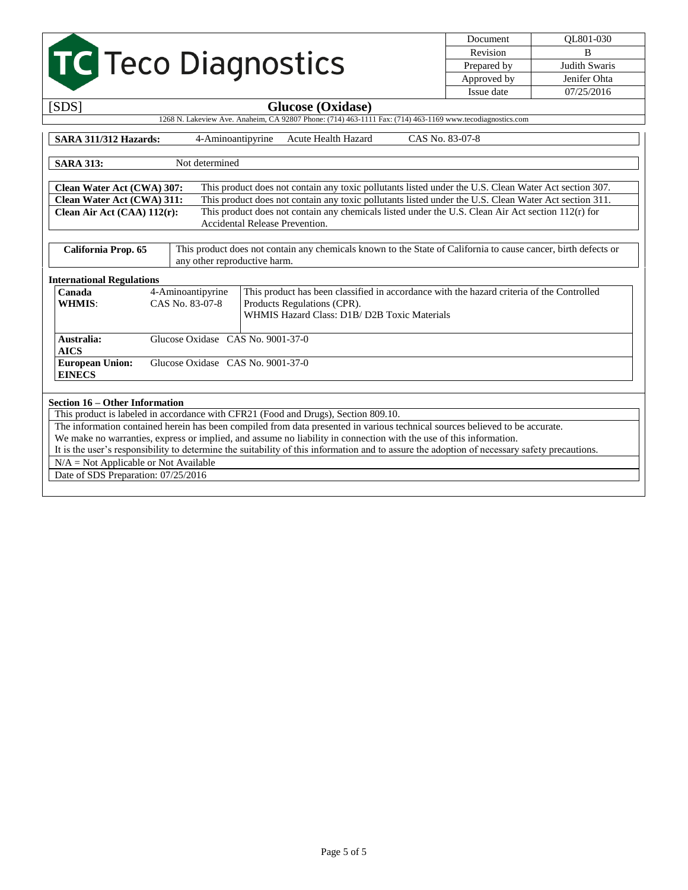| | | | |
|---|---|---|---|
| **SARA 311/312 Hazards:** | 4-Aminoantipyrine | Acute Health Hazard | CAS No. 83-07-8 |

| | |
|---|---|
| **SARA 313:** | Not determined |

| | |
|---|---|
| **Clean Water Act (CWA) 307:** | This product does not contain any toxic pollutants listed under the U.S. Clean Water Act section 307. |
| **Clean Water Act (CWA) 311:** | This product does not contain any toxic pollutants listed under the U.S. Clean Water Act section 311. |
| **Clean Air Act (CAA) 112(r):** | This product does not contain any chemicals listed under the U.S. Clean Air Act section 112(r) for Accidental Release Prevention. |

| | |
|---|---|
| **California Prop. 65** | This product does not contain any chemicals known to the State of California to cause cancer, birth defects or any other reproductive harm. |

**International Regulations**

| | | |
|---|---|---|
| **Canada WHMIS**: | 4-Aminoantipyrine CAS No. 83-07-8 | This product has been classified in accordance with the hazard criteria of the Controlled Products Regulations (CPR). WHMIS Hazard Class: D1B/ D2B Toxic Materials |
| **Australia: AICS** | Glucose Oxidase CAS No. 9001-37-0 | |
| **European Union: EINECS** | Glucose Oxidase CAS No. 9001-37-0 | |

**Section 16 – Other Information**

This product is labeled in accordance with CFR21 (Food and Drugs), Section 809.10.

The information contained herein has been compiled from data presented in various technical sources believed to be accurate.
We make no warranties, express or implied, and assume no liability in connection with the use of this information.
It is the user's responsibility to determine the suitability of this information and to assure the adoption of necessary safety precautions.

N/A = Not Applicable or Not Available

Date of SDS Preparation: 07/25/2016